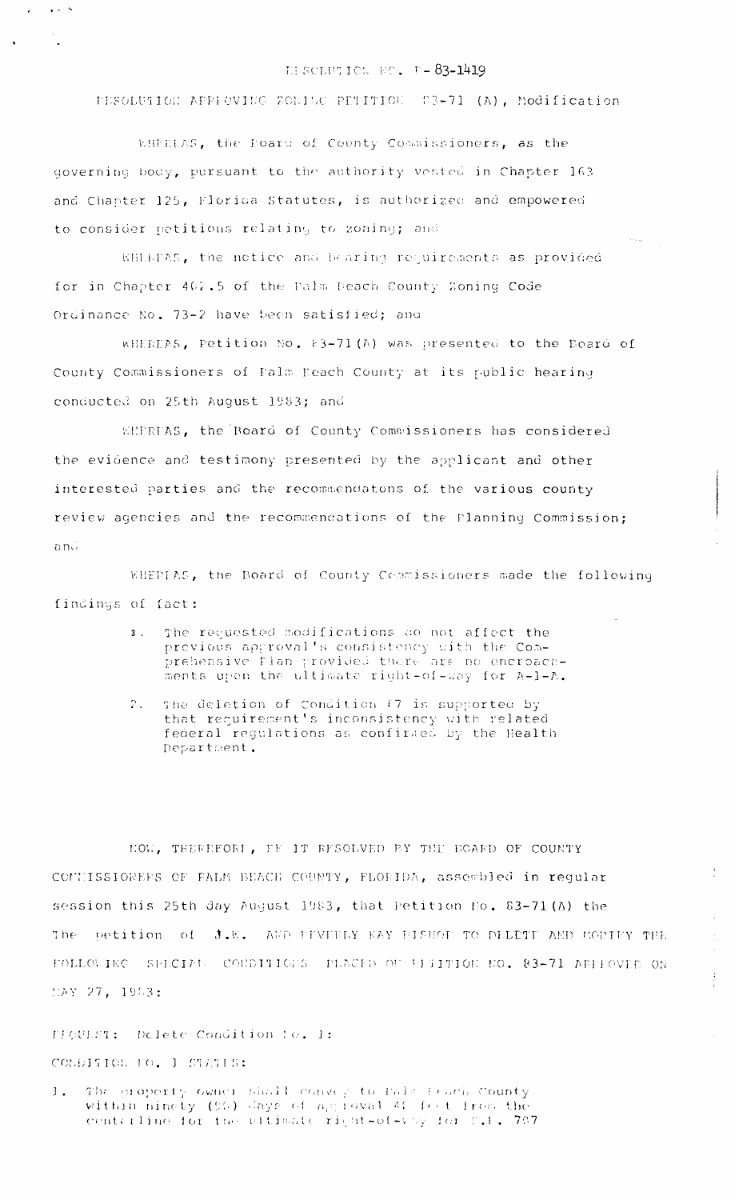# RESOLUTION NO. R-83-1419

## RESOLUTION APPROVING ZONING PETITION 83-71 (A), Modification

WHEREAS, the Board of County Commissioners, as the governing body, pursuant to the authority vested in Chapter 163 and Chapter 125, Florida Statutes, is authorized and empowered to consider petitions relating to zoning; and

WHEREAS, the notice and hearing requirements as provided for in Chapter 402.5 of the Palm Beach County Zoning Code Ordinance No. 73-2 have been satisfied; and

WHEREAS, Petition No. 83-71(A) was presented to the Board of County Commissioners of Palm Beach County at its public hearing conducted on 25th August 1983; and

WHEREAS, the Board of County Commissioners has considered the evidence and testimony presented by the applicant and other interested parties and the recommendatons of the various county review agencies and the recommendations of the Planning Commission; and

WHEREAS, the Board of County Commissioners made the following findings of fact:

1. The requested modifications do not affect the previous approval's consistency with the Comprehensive Plan provided there are no encroachments upon the ultimate right-of-way for A-1-A.

2. The deletion of Condition #7 is supported by that requirement's inconsistency with related federal regulations as confirmed by the Health Department.

NOW, THEREFORE, BE IT RESOLVED BY THE BOARD OF COUNTY COMMISSIONERS OF PALM BEACH COUNTY, FLORIDA, assembled in regular session this 25th day August 1983, that Petition No. 83-71(A) the petition of J.W. AND BEVERLY KAY BISHOP TO DELETE AND MODIFY THE FOLLOWING SPECIAL CONDITIONS PLACED ON PETITION NO. 83-71 APPROVED ON MAY 27, 1983:

REQUEST: Delete Condition No. 1:

CONDITION NO. 1 STATES:

1. The property owner shall convey to Palm Beach County within ninety (90) days of approval 40 feet from the centerline for the ultimate right-of-way for S.R. 707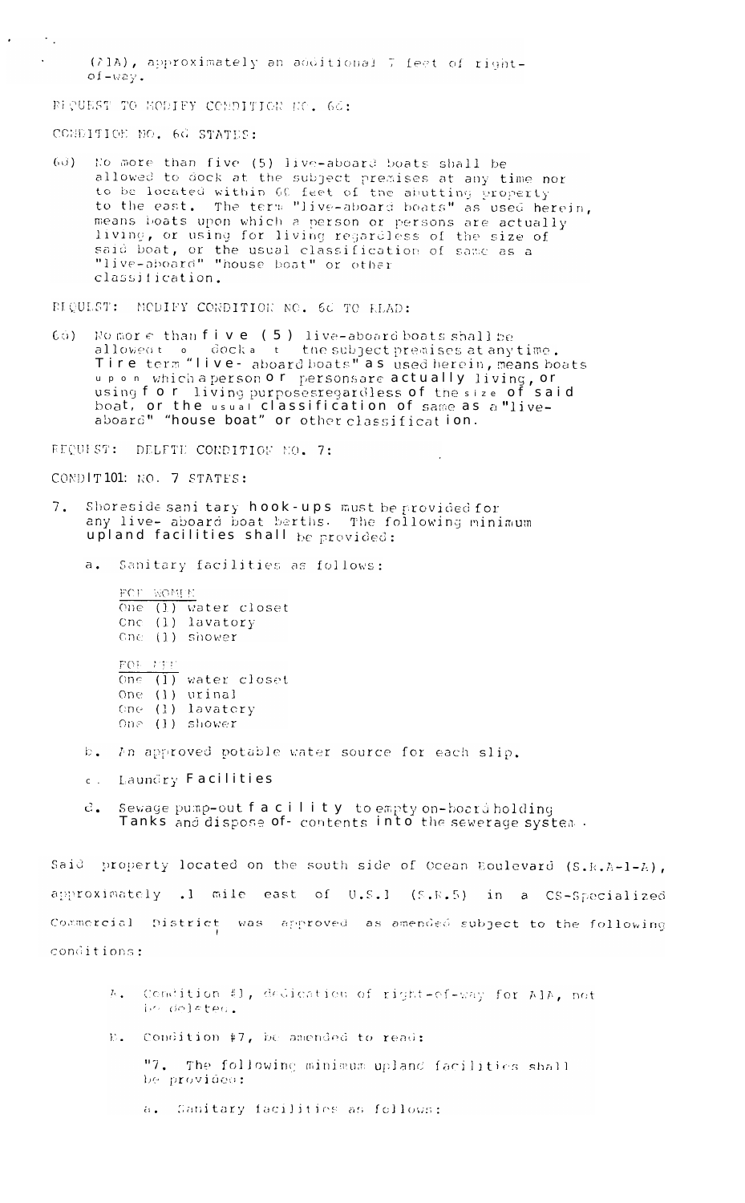(A1A), approximately an additional 7 feet of right-of-way.

REQUEST TO MODIFY CONDITION NO. 6d:

CONDITION NO. 6d STATES:

(6d) No more than five (5) live-aboard boats shall be allowed to dock at the subject premises at any time nor to be located within 60 feet of the abutting property to the east. The term "live-aboard boats" as used herein, means boats upon which a person or persons are actually living, or using for living regardless of the size of said boat, or the usual classification of same as a "live-aboard" "house boat" or other classification.

REQUEST: MODIFY CONDITION NO. 6d TO READ:

6d) No more than five (5) live-aboard boats shall be allowed to dock at the subject premises at any time. The term "live- aboard boats" as used herein, means boats upon which a person or persons are actually living, or using for living purposes regardless of the size of said boat, or the usual classification of same as a "live-aboard" "house boat" or other classification.

REQUEST: DELETE CONDITION NO. 7:

CONDITION NO. 7 STATES:

7. Shoreside sanitary hook-ups must be provided for any live- aboard boat berths. The following minimum upland facilities shall be provided:

   a. Sanitary facilities as follows:

      FOR WOMEN
      One (1) water closet
      One (1) lavatory
      One (1) shower

      FOR MEN
      One (1) water closet
      One (1) urinal
      One (1) lavatory
      One (1) shower

   b. An approved potable water source for each slip.

   c. Laundry Facilities

   d. Sewage pump-out facility to empty on-board holding Tanks and dispose of contents into the sewerage system.

Said property located on the south side of Ocean Boulevard (S.R.A-1-A), approximately .1 mile east of U.S.1 (S.R.5) in a CS-Specialized Commercial District was approved as amended subject to the following conditions:

A. Condition #1, dedication of right-of-way for A1A, not be deleted.

B. Condition #7, be amended to read:

   "7. The following minimum upland facilities shall be provided:

   a. Sanitary facilities as follows: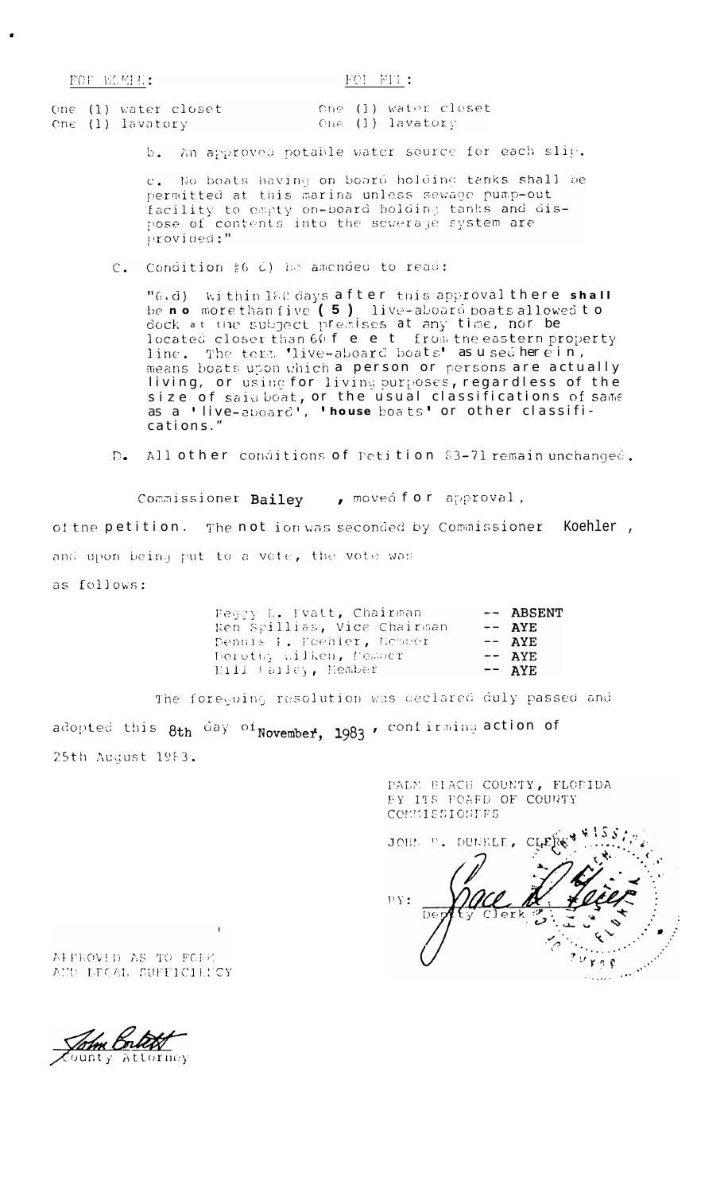| FOR WOMEN: | FOR MEN: |
|---|---|
| One (1) water closet | One (1) water closet |
| One (1) lavatory | One (1) lavatory |

b. An approved potable water source for each slip.

c. No boats having on board holding tanks shall be permitted at this marina unless sewage pump-out facility to empty on-board holding tanks and dispose of contents into the sewerage system are provided:"

C. Condition #6 d) be amended to read:

"6.d) Within 180 days after this approval there shall be no more than five (5) live-aboard boats allowed to dock at the subject premises at any time, nor be located closer than 60 feet from the eastern property line. The term 'live-aboard boats' as used herein, means boats upon which a person or persons are actually living, or using for living purposes, regardless of the size of said boat, or the usual classifications of same as a 'live-aboard', 'house boats' or other classifications."

D. All other conditions of Petition 83-71 remain unchanged.

Commissioner **Bailey**, moved for approval, of the petition. The motion was seconded by Commissioner Koehler, and upon being put to a vote, the vote was as follows:

| | |
|---|---|
| Peggy E. Evatt, Chairman | -- ABSENT |
| Ken Spillias, Vice Chairman | -- AYE |
| Dennis P. Koehler, Member | -- AYE |
| Dorothy Wilken, Member | -- AYE |
| Bill Bailey, Member | -- AYE |

The foregoing resolution was declared duly passed and adopted this 8th day of November, 1983, confirming action of 25th August 1983.

PALM BEACH COUNTY, FLORIDA
BY ITS BOARD OF COUNTY COMMISSIONERS

JOHN B. DUNKLE, CLERK

BY: Deputy Clerk

APPROVED AS TO FORM AND LEGAL SUFFICIENCY

County Attorney